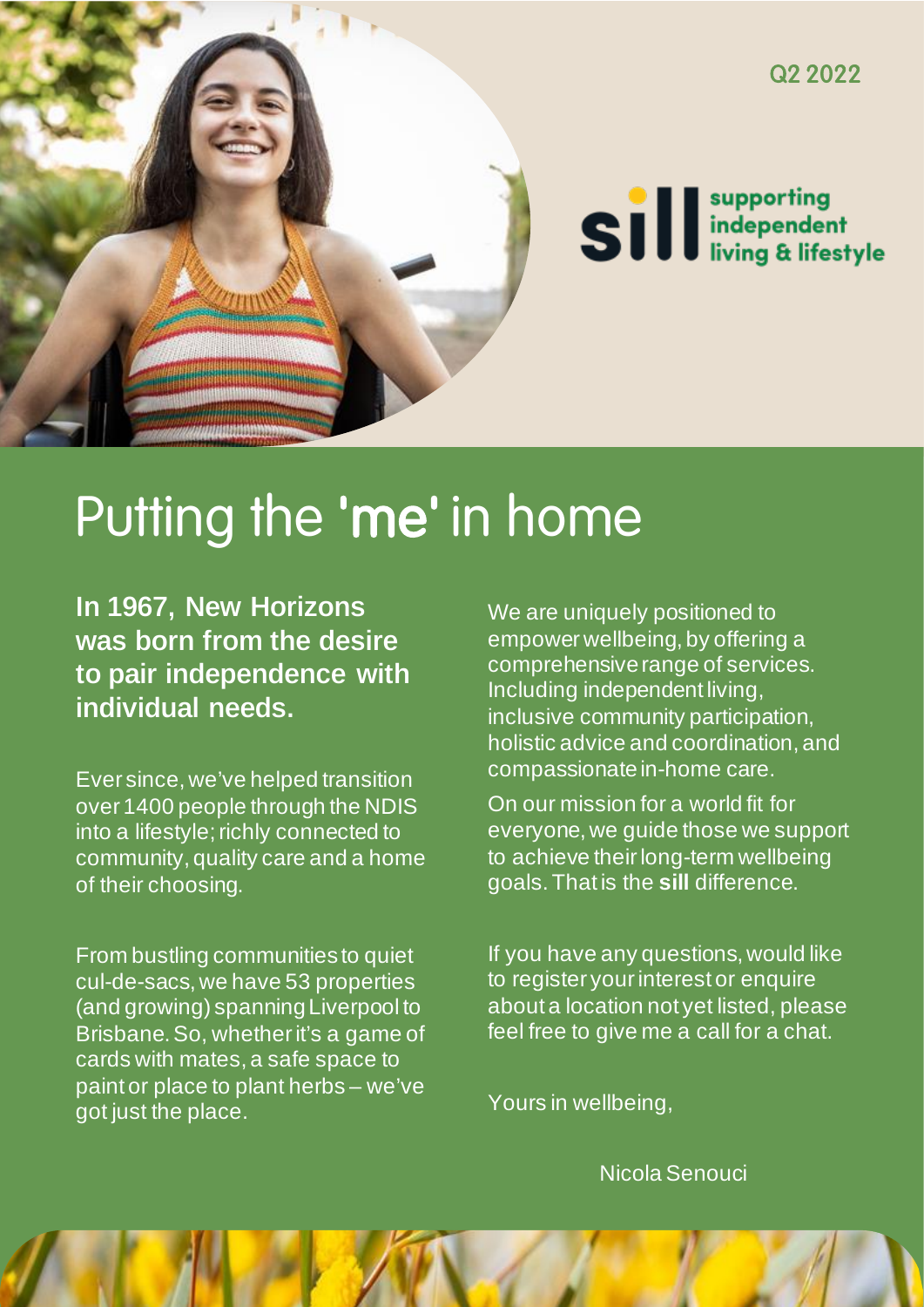Q2 2022

sill supporting independent living & lifestyle

# Putting the 'me' in home

**In 1967, New Horizons was born from the desire to pair independence with individual needs.**

Ever since, we've helped transition over 1400 people through the NDIS into a lifestyle; richly connected to community, quality care and a home of their choosing.

From bustling communities to quiet cul-de-sacs, we have 53 properties (and growing) spanning Liverpool to Brisbane. So, whether it's a game of cards with mates, a safe space to paint or place to plant herbs – we've got just the place.

We are uniquely positioned to empower wellbeing, by offering a comprehensive range of services. Including independent living, inclusive community participation, holistic advice and coordination, and compassionate in-home care.

On our mission for a world fit for everyone, we guide those we support to achieve their long-term wellbeing goals. That is the **sill** difference.

If you have any questions, would like to register your interest or enquire about a location not yet listed, please feel free to give me a call for a chat.

Yours in wellbeing,

Nicola Senouci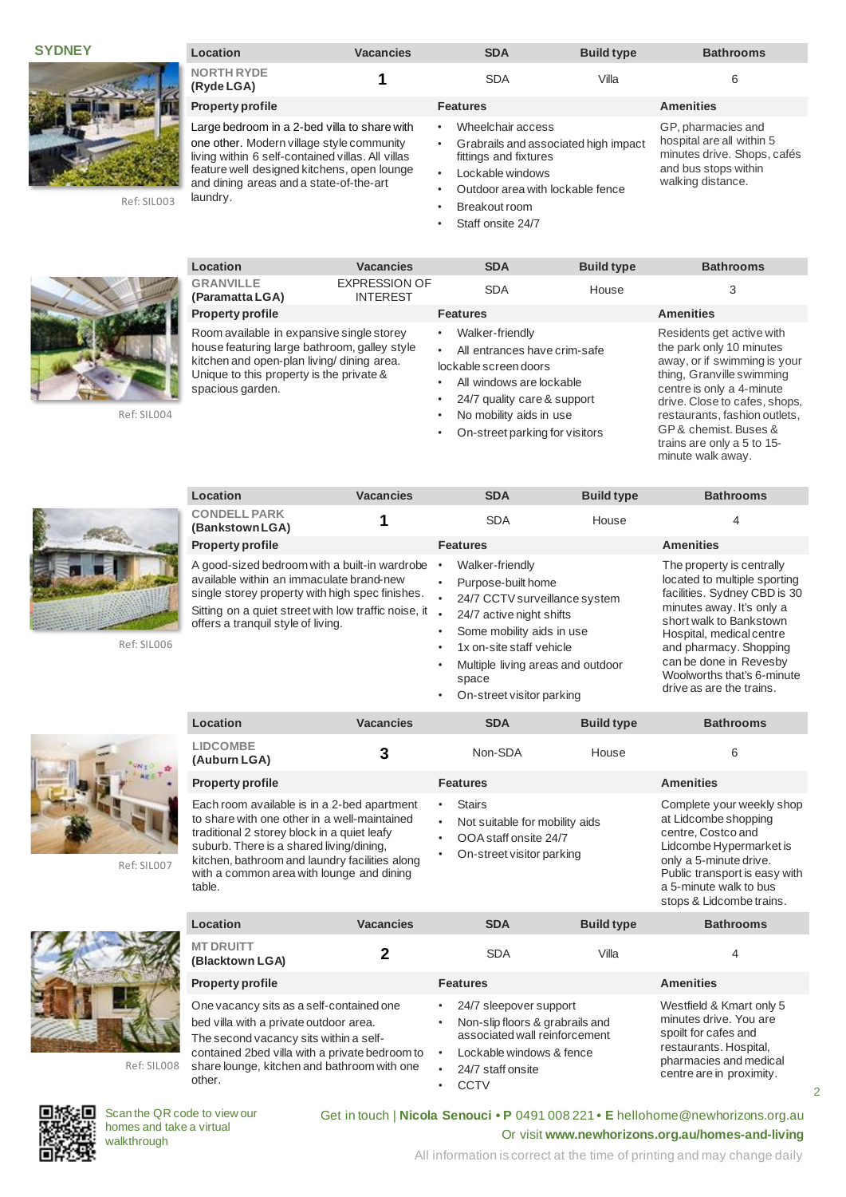## SYDNEY

Ref: SIL003

| Location | Vacancies | SDA | Build type | Bathrooms |
|---|---|---|---|---|
| NORTH RYDE (Ryde LGA) | 1 | SDA | Villa | 6 |

**Property profile**

Large bedroom in a 2-bed villa to share with one other. Modern village style community living within 6 self-contained villas. All villas feature well designed kitchens, open lounge and dining areas and a state-of-the-art laundry.

**Features**

- Wheelchair access
- Grabrails and associated high impact fittings and fixtures
- Lockable windows
- Outdoor area with lockable fence
- Breakout room
- Staff onsite 24/7

**Amenities**

GP, pharmacies and hospital are all within 5 minutes drive. Shops, cafés and bus stops within walking distance.

Ref: SIL004

| Location | Vacancies | SDA | Build type | Bathrooms |
|---|---|---|---|---|
| GRANVILLE (Paramatta LGA) | EXPRESSION OF INTEREST | SDA | House | 3 |

**Property profile**

Room available in expansive single storey house featuring large bathroom, galley style kitchen and open-plan living/ dining area. Unique to this property is the private & spacious garden.

**Features**

- Walker-friendly
- All entrances have crim-safe lockable screen doors
- All windows are lockable
- 24/7 quality care & support
- No mobility aids in use
- On-street parking for visitors

**Amenities**

Residents get active with the park only 10 minutes away, or if swimming is your thing, Granville swimming centre is only a 4-minute drive. Close to cafes, shops, restaurants, fashion outlets, GP & chemist. Buses & trains are only a 5 to 15-minute walk away.

Ref: SIL006

| Location | Vacancies | SDA | Build type | Bathrooms |
|---|---|---|---|---|
| CONDELL PARK (Bankstown LGA) | 1 | SDA | House | 4 |

**Property profile**

A good-sized bedroom with a built-in wardrobe available within an immaculate brand-new single storey property with high spec finishes.

Sitting on a quiet street with low traffic noise, it offers a tranquil style of living.

**Features**

- Walker-friendly
- Purpose-built home
- 24/7 CCTV surveillance system
- 24/7 active night shifts
- Some mobility aids in use
- 1x on-site staff vehicle
- Multiple living areas and outdoor space
- On-street visitor parking

**Amenities**

The property is centrally located to multiple sporting facilities. Sydney CBD is 30 minutes away. It's only a short walk to Bankstown Hospital, medical centre and pharmacy. Shopping can be done in Revesby Woolworths that's 6-minute drive as are the trains.

Ref: SIL007

| Location | Vacancies | SDA | Build type | Bathrooms |
|---|---|---|---|---|
| LIDCOMBE (Auburn LGA) | 3 | Non-SDA | House | 6 |

**Property profile**

Each room available is in a 2-bed apartment to share with one other in a well-maintained traditional 2 storey block in a quiet leafy suburb. There is a shared living/dining, kitchen, bathroom and laundry facilities along with a common area with lounge and dining table.

**Features**

- Stairs
- Not suitable for mobility aids
- OOA staff onsite 24/7
- On-street visitor parking

**Amenities**

Complete your weekly shop at Lidcombe shopping centre, Costco and Lidcombe Hypermarket is only a 5-minute drive. Public transport is easy with a 5-minute walk to bus stops & Lidcombe trains.

Ref: SIL008

| Location | Vacancies | SDA | Build type | Bathrooms |
|---|---|---|---|---|
| MT DRUITT (Blacktown LGA) | 2 | SDA | Villa | 4 |

**Property profile**

One vacancy sits as a self-contained one bed villa with a private outdoor area.

The second vacancy sits within a self-contained 2bed villa with a private bedroom to share lounge, kitchen and bathroom with one other.

**Features**

- 24/7 sleepover support
- Non-slip floors & grabrails and associated wall reinforcement
- Lockable windows & fence
- 24/7 staff onsite
- CCTV

**Amenities**

Westfield & Kmart only 5 minutes drive. You are spoilt for cafes and restaurants. Hospital, pharmacies and medical centre are in proximity.

Scan the QR code to view our homes and take a virtual walkthrough

Get in touch | **Nicola Senouci** • **P** 0491 008 221 • **E** hellohome@newhorizons.org.au
Or visit **www.newhorizons.org.au/homes-and-living**

All information is correct at the time of printing and may change daily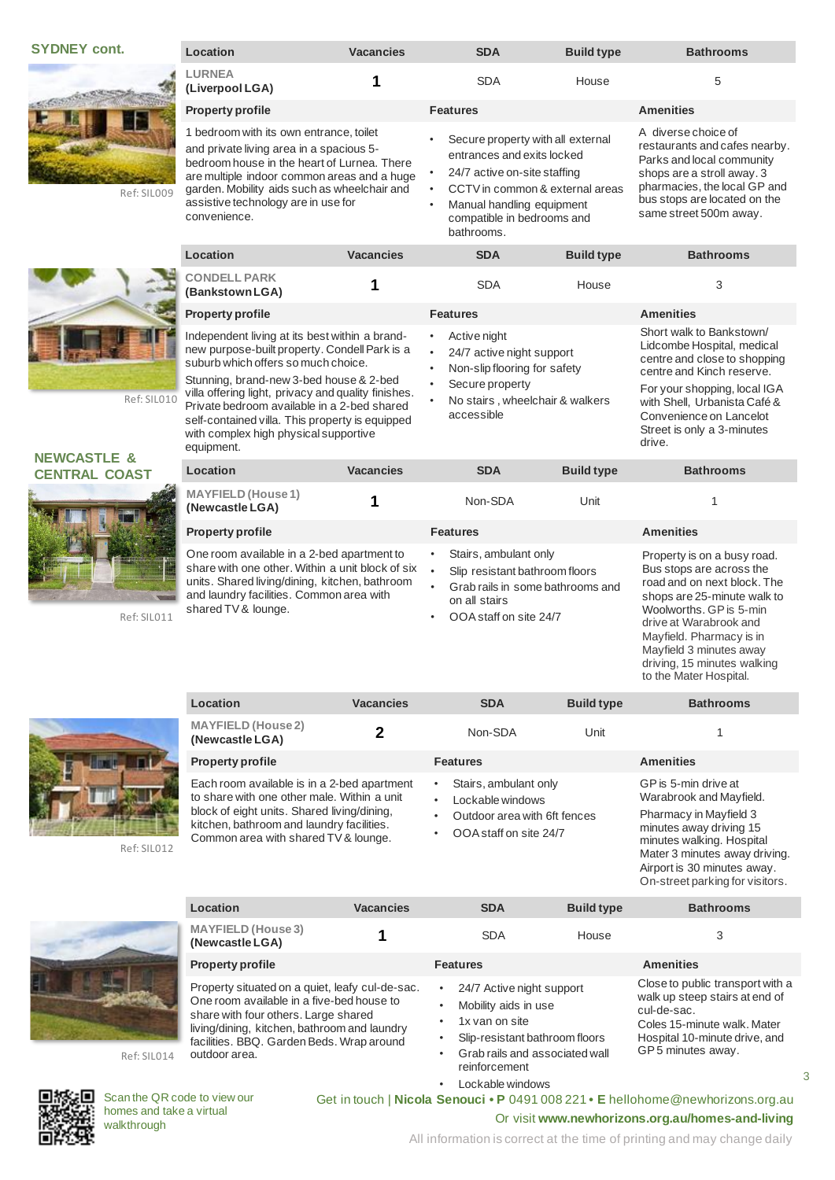## SYDNEY cont.

Ref: SIL009

| Location | Vacancies | SDA | Build type | Bathrooms |
|---|---|---|---|---|
| LURNEA (Liverpool LGA) | 1 | SDA | House | 5 |

**Property profile**

1 bedroom with its own entrance, toilet and private living area in a spacious 5-bedroom house in the heart of Lurnea. There are multiple indoor common areas and a huge garden. Mobility aids such as wheelchair and assistive technology are in use for convenience.

**Features**

- Secure property with all external entrances and exits locked
- 24/7 active on-site staffing
- CCTV in common & external areas
- Manual handling equipment compatible in bedrooms and bathrooms.

**Amenities**

A diverse choice of restaurants and cafes nearby. Parks and local community shops are a stroll away. 3 pharmacies, the local GP and bus stops are located on the same street 500m away.

Ref: SIL010

| Location | Vacancies | SDA | Build type | Bathrooms |
|---|---|---|---|---|
| CONDELL PARK (Bankstown LGA) | 1 | SDA | House | 3 |

**Property profile**

Independent living at its best within a brand-new purpose-built property. Condell Park is a suburb which offers so much choice.

Stunning, brand-new 3-bed house & 2-bed villa offering light, privacy and quality finishes. Private bedroom available in a 2-bed shared self-contained villa. This property is equipped with complex high physical supportive equipment.

**Features**

- Active night
- 24/7 active night support
- Non-slip flooring for safety
- Secure property
- No stairs, wheelchair & walkers accessible

**Amenities**

Short walk to Bankstown/ Lidcombe Hospital, medical centre and close to shopping centre and Kinch reserve.

For your shopping, local IGA with Shell, Urbanista Café & Convenience on Lancelot Street is only a 3-minutes drive.

## NEWCASTLE & CENTRAL COAST

Ref: SIL011

| Location | Vacancies | SDA | Build type | Bathrooms |
|---|---|---|---|---|
| MAYFIELD (House 1) (Newcastle LGA) | 1 | Non-SDA | Unit | 1 |

**Property profile**

One room available in a 2-bed apartment to share with one other. Within a unit block of six units. Shared living/dining, kitchen, bathroom and laundry facilities. Common area with shared TV & lounge.

**Features**

- Stairs, ambulant only
- Slip resistant bathroom floors
- Grab rails in some bathrooms and on all stairs
- OOA staff on site 24/7

**Amenities**

Property is on a busy road. Bus stops are across the road and on next block. The shops are 25-minute walk to Woolworths. GP is 5-min drive at Warabrook and Mayfield. Pharmacy is in Mayfield 3 minutes away driving, 15 minutes walking to the Mater Hospital.

Ref: SIL012

| Location | Vacancies | SDA | Build type | Bathrooms |
|---|---|---|---|---|
| MAYFIELD (House 2) (Newcastle LGA) | 2 | Non-SDA | Unit | 1 |

**Property profile**

Each room available is in a 2-bed apartment to share with one male. Within a unit block of eight units. Shared living/dining, kitchen, bathroom and laundry facilities. Common area with shared TV & lounge.

**Features**

- Stairs, ambulant only
- Lockable windows
- Outdoor area with 6ft fences
- OOA staff on site 24/7

**Amenities**

GP is 5-min drive at Warabrook and Mayfield.

Pharmacy in Mayfield 3 minutes away driving 15 minutes walking. Hospital Mater 3 minutes away driving. Airport is 30 minutes away. On-street parking for visitors.

Ref: SIL014

| Location | Vacancies | SDA | Build type | Bathrooms |
|---|---|---|---|---|
| MAYFIELD (House 3) (Newcastle LGA) | 1 | SDA | House | 3 |

**Property profile**

Property situated on a quiet, leafy cul-de-sac. One room available in a five-bed house to share with four others. Large shared living/dining, kitchen, bathroom and laundry facilities. BBQ. Garden Beds. Wrap around outdoor area.

**Features**

- 24/7 Active night support
- Mobility aids in use
- 1x van on site
- Slip-resistant bathroom floors
- Grab rails and associated wall reinforcement
- Lockable windows

**Amenities**

Close to public transport with a walk up steep stairs at end of cul-de-sac.
Coles 15-minute walk. Mater Hospital 10-minute drive, and GP 5 minutes away.

Scan the QR code to view our homes and take a virtual walkthrough

Get in touch | **Nicola Senouci** • **P** 0491 008 221 • **E** hellohome@newhorizons.org.au

Or visit **www.newhorizons.org.au/homes-and-living**

All information is correct at the time of printing and may change daily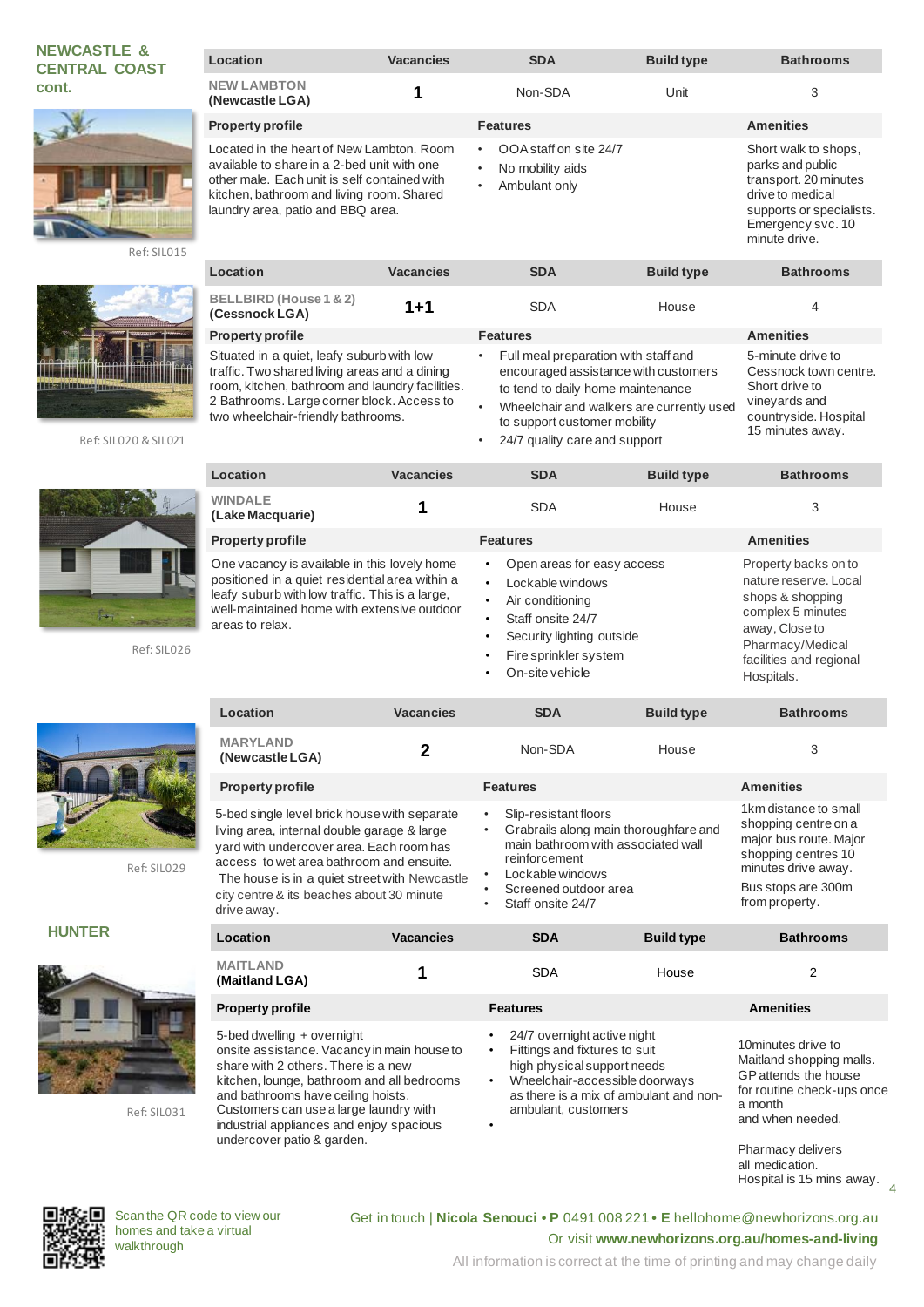## NEWCASTLE & CENTRAL COAST cont.

Ref: SIL015

| Location | Vacancies | SDA | Build type | Bathrooms |
|---|---|---|---|---|
| NEW LAMBTON (Newcastle LGA) | 1 | Non-SDA | Unit | 3 |

**Property profile**

Located in the heart of New Lambton. Room available to share in a 2-bed unit with one other male. Each unit is self contained with kitchen, bathroom and living room. Shared laundry area, patio and BBQ area.

**Features**

- OOA staff on site 24/7
- No mobility aids
- Ambulant only

**Amenities**

Short walk to shops, parks and public transport. 20 minutes drive to medical supports or specialists. Emergency svc. 10 minute drive.

Ref: SIL020 & SIL021

| Location | Vacancies | SDA | Build type | Bathrooms |
|---|---|---|---|---|
| BELLBIRD (House 1 & 2) (Cessnock LGA) | 1+1 | SDA | House | 4 |

**Property profile**

Situated in a quiet, leafy suburb with low traffic. Two shared living areas and a dining room, kitchen, bathroom and laundry facilities. 2 Bathrooms. Large corner block. Access to two wheelchair-friendly bathrooms.

**Features**

- Full meal preparation with staff and encouraged assistance with customers to tend to daily home maintenance
- Wheelchair and walkers are currently used to support customer mobility
- 24/7 quality care and support

**Amenities**

5-minute drive to Cessnock town centre. Short drive to vineyards and countryside. Hospital 15 minutes away.

Ref: SIL026

| Location | Vacancies | SDA | Build type | Bathrooms |
|---|---|---|---|---|
| WINDALE (Lake Macquarie) | 1 | SDA | House | 3 |

**Property profile**

One vacancy is available in this lovely home positioned in a quiet residential area within a leafy suburb with low traffic. This is a large, well-maintained home with extensive outdoor areas to relax.

**Features**

- Open areas for easy access
- Lockable windows
- Air conditioning
- Staff onsite 24/7
- Security lighting outside
- Fire sprinkler system
- On-site vehicle

**Amenities**

Property backs on to nature reserve. Local shops & shopping complex 5 minutes away, Close to Pharmacy/Medical facilities and regional Hospitals.

Ref: SIL029

| Location | Vacancies | SDA | Build type | Bathrooms |
|---|---|---|---|---|
| MARYLAND (Newcastle LGA) | 2 | Non-SDA | House | 3 |

**Property profile**

5-bed single level brick house with separate living area, internal double garage & large yard with undercover area. Each room has access to wet area bathroom and ensuite. The house is in a quiet street with Newcastle city centre & its beaches about 30 minute drive away.

**Features**

- Slip-resistant floors
- Grabrails along main thoroughfare and main bathroom with associated wall reinforcement
- Lockable windows
- Screened outdoor area
- Staff onsite 24/7

**Amenities**

1km distance to small shopping centre on a major bus route. Major shopping centres 10 minutes drive away.

Bus stops are 300m from property.

## HUNTER

Ref: SIL031

| Location | Vacancies | SDA | Build type | Bathrooms |
|---|---|---|---|---|
| MAITLAND (Maitland LGA) | 1 | SDA | House | 2 |

**Property profile**

5-bed dwelling + overnight onsite assistance. Vacancy in main house to share with 2 others. There is a new kitchen, lounge, bathroom and all bedrooms and bathrooms have ceiling hoists. Customers can use a large laundry with industrial appliances and enjoy spacious undercover patio & garden.

**Features**

- 24/7 overnight active night
- Fittings and fixtures to suit high physical support needs
- Wheelchair-accessible doorways as there is a mix of ambulant and non-ambulant, customers
- 

**Amenities**

10minutes drive to Maitland shopping malls. GP attends the house for routine check-ups once a month and when needed.

Pharmacy delivers all medication. Hospital is 15 mins away.

Scan the QR code to view our homes and take a virtual walkthrough

Get in touch | **Nicola Senouci** • **P** 0491 008 221 • **E** hellohome@newhorizons.org.au
Or visit **www.newhorizons.org.au/homes-and-living**

All information is correct at the time of printing and may change daily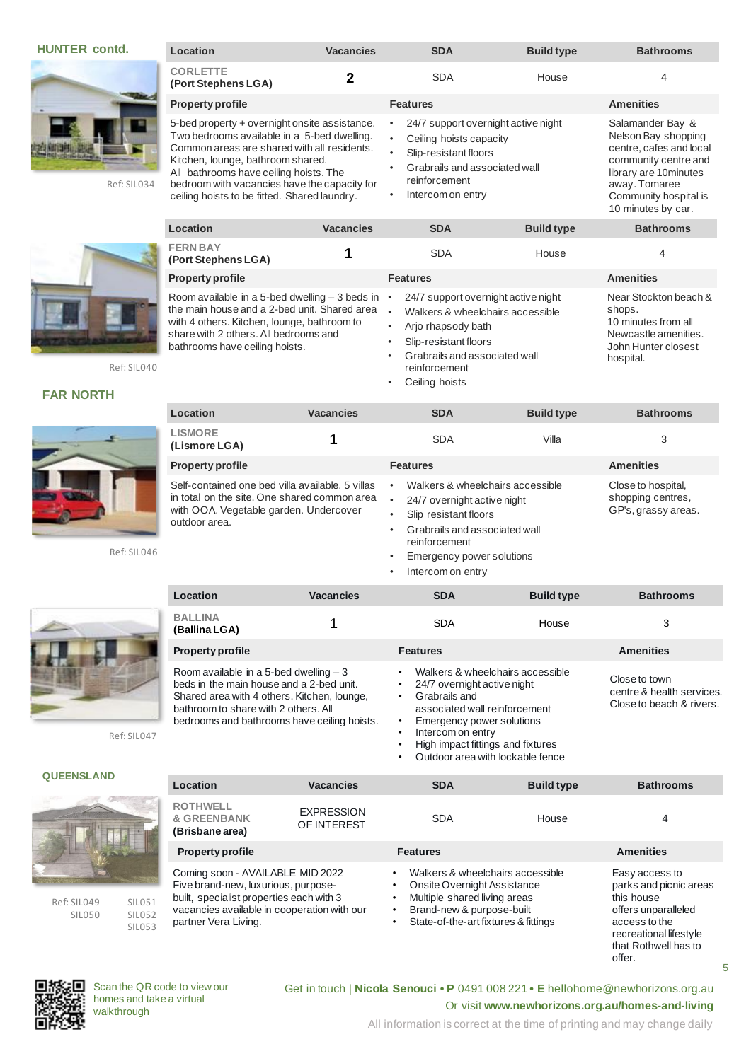## HUNTER contd.

Ref: SIL034

| Location | Vacancies | SDA | Build type | Bathrooms |
|---|---|---|---|---|
| CORLETTE (Port Stephens LGA) | 2 | SDA | House | 4 |

**Property profile**

5-bed property + overnight onsite assistance. Two bedrooms available in a 5-bed dwelling. Common areas are shared with all residents. Kitchen, lounge, bathroom shared. All bathrooms have ceiling hoists. The bedroom with vacancies have the capacity for ceiling hoists to be fitted. Shared laundry.

**Features**

- 24/7 support overnight active night
- Ceiling hoists capacity
- Slip-resistant floors
- Grabrails and associated wall reinforcement
- Intercom on entry

**Amenities**

Salamander Bay & Nelson Bay shopping centre, cafes and local community centre and library are 10minutes away. Tomaree Community hospital is 10 minutes by car.

Ref: SIL040

| Location | Vacancies | SDA | Build type | Bathrooms |
|---|---|---|---|---|
| FERN BAY (Port Stephens LGA) | 1 | SDA | House | 4 |

**Property profile**

Room available in a 5-bed dwelling – 3 beds in the main house and a 2-bed unit. Shared area with 4 others. Kitchen, lounge, bathroom to share with 2 others. All bedrooms and bathrooms have ceiling hoists.

**Features**

- 24/7 support overnight active night
- Walkers & wheelchairs accessible
- Arjo rhapsody bath
- Slip-resistant floors
- Grabrails and associated wall reinforcement
- Ceiling hoists

**Amenities**

Near Stockton beach & shops.
10 minutes from all Newcastle amenities.
John Hunter closest hospital.

## FAR NORTH

Ref: SIL046

| Location | Vacancies | SDA | Build type | Bathrooms |
|---|---|---|---|---|
| LISMORE (Lismore LGA) | 1 | SDA | Villa | 3 |

**Property profile**

Self-contained one bed villa available. 5 villas in total on the site. One shared common area with OOA. Vegetable garden. Undercover outdoor area.

**Features**

- Walkers & wheelchairs accessible
- 24/7 overnight active night
- Slip resistant floors
- Grabrails and associated wall reinforcement
- Emergency power solutions
- Intercom on entry

**Amenities**

Close to hospital, shopping centres, GP's, grassy areas.

Ref: SIL047

| Location | Vacancies | SDA | Build type | Bathrooms |
|---|---|---|---|---|
| BALLINA (Ballina LGA) | 1 | SDA | House | 3 |

**Property profile**

Room available in a 5-bed dwelling – 3 beds in the main house and a 2-bed unit. Shared area with 4 others. Kitchen, lounge, bathroom to share with 2 others. All bedrooms and bathrooms have ceiling hoists.

**Features**

- Walkers & wheelchairs accessible
- 24/7 overnight active night
- Grabrails and associated wall reinforcement
- Emergency power solutions
- Intercom on entry
- High impact fittings and fixtures
- Outdoor area with lockable fence

**Amenities**

Close to town centre & health services. Close to beach & rivers.

## QUEENSLAND

Ref: SIL049 SIL050 SIL051 SIL052 SIL053

| Location | Vacancies | SDA | Build type | Bathrooms |
|---|---|---|---|---|
| ROTHWELL & GREENBANK (Brisbane area) | EXPRESSION OF INTEREST | SDA | House | 4 |

**Property profile**

Coming soon - AVAILABLE MID 2022
Five brand-new, luxurious, purpose-built, specialist properties each with 3 vacancies available in cooperation with our partner Vera Living.

**Features**

- Walkers & wheelchairs accessible
- Onsite Overnight Assistance
- Multiple shared living areas
- Brand-new & purpose-built
- State-of-the-art fixtures & fittings

**Amenities**

Easy access to parks and picnic areas this house offers unparalleled access to the recreational lifestyle that Rothwell has to offer.

Scan the QR code to view our homes and take a virtual walkthrough

Get in touch | **Nicola Senouci** • **P** 0491 008 221 • **E** hellohome@newhorizons.org.au
Or visit **www.newhorizons.org.au/homes-and-living**

All information is correct at the time of printing and may change daily